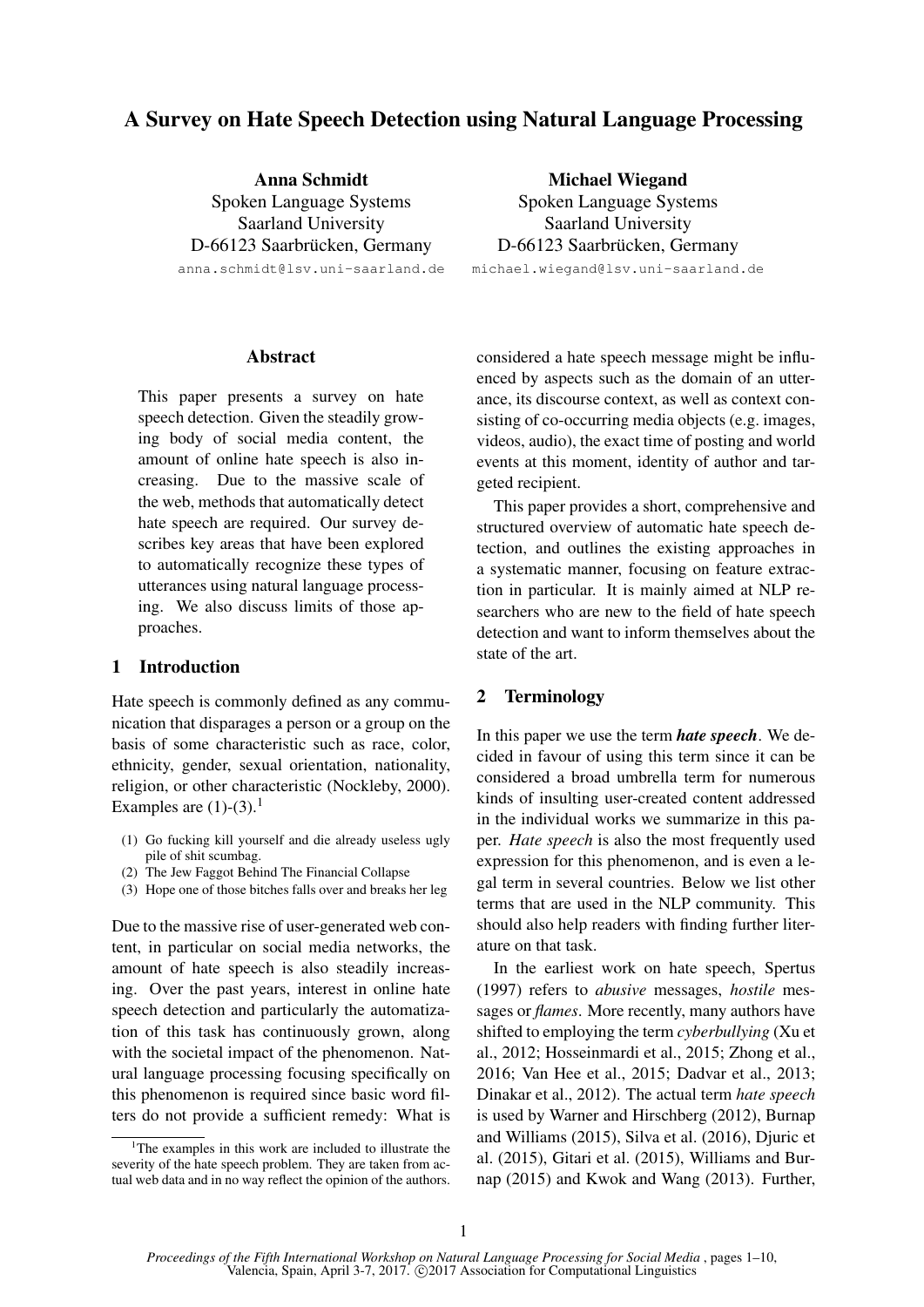# A Survey on Hate Speech Detection using Natural Language Processing

**Anna Schmidt**
Spoken Language Systems
Saarland University
D-66123 Saarbrücken, Germany
anna.schmidt@lsv.uni-saarland.de

**Michael Wiegand**
Spoken Language Systems
Saarland University
D-66123 Saarbrücken, Germany
michael.wiegand@lsv.uni-saarland.de

## Abstract

This paper presents a survey on hate speech detection. Given the steadily growing body of social media content, the amount of online hate speech is also increasing. Due to the massive scale of the web, methods that automatically detect hate speech are required. Our survey describes key areas that have been explored to automatically recognize these types of utterances using natural language processing. We also discuss limits of those approaches.

## 1 Introduction

Hate speech is commonly defined as any communication that disparages a person or a group on the basis of some characteristic such as race, color, ethnicity, gender, sexual orientation, nationality, religion, or other characteristic (Nockleby, 2000). Examples are (1)-(3).[1]

(1) Go fucking kill yourself and die already useless ugly pile of shit scumbag.
(2) The Jew Faggot Behind The Financial Collapse
(3) Hope one of those bitches falls over and breaks her leg

Due to the massive rise of user-generated web content, in particular on social media networks, the amount of hate speech is also steadily increasing. Over the past years, interest in online hate speech detection and particularly the automatization of this task has continuously grown, along with the societal impact of the phenomenon. Natural language processing focusing specifically on this phenomenon is required since basic word filters do not provide a sufficient remedy: What is considered a hate speech message might be influenced by aspects such as the domain of an utterance, its discourse context, as well as context consisting of co-occurring media objects (e.g. images, videos, audio), the exact time of posting and world events at this moment, identity of author and targeted recipient.

This paper provides a short, comprehensive and structured overview of automatic hate speech detection, and outlines the existing approaches in a systematic manner, focusing on feature extraction in particular. It is mainly aimed at NLP researchers who are new to the field of hate speech detection and want to inform themselves about the state of the art.

[1] The examples in this work are included to illustrate the severity of the hate speech problem. They are taken from actual web data and in no way reflect the opinion of the authors.

## 2 Terminology

In this paper we use the term ***hate speech***. We decided in favour of using this term since it can be considered a broad umbrella term for numerous kinds of insulting user-created content addressed in the individual works we summarize in this paper. *Hate speech* is also the most frequently used expression for this phenomenon, and is even a legal term in several countries. Below we list other terms that are used in the NLP community. This should also help readers with finding further literature on that task.

In the earliest work on hate speech, Spertus (1997) refers to *abusive* messages, *hostile* messages or *flames*. More recently, many authors have shifted to employing the term *cyberbullying* (Xu et al., 2012; Hosseinmardi et al., 2015; Zhong et al., 2016; Van Hee et al., 2015; Dadvar et al., 2013; Dinakar et al., 2012). The actual term *hate speech* is used by Warner and Hirschberg (2012), Burnap and Williams (2015), Silva et al. (2016), Djuric et al. (2015), Gitari et al. (2015), Williams and Burnap (2015) and Kwok and Wang (2013). Further,

*Proceedings of the Fifth International Workshop on Natural Language Processing for Social Media*, pages 1–10, Valencia, Spain, April 3-7, 2017. ©2017 Association for Computational Linguistics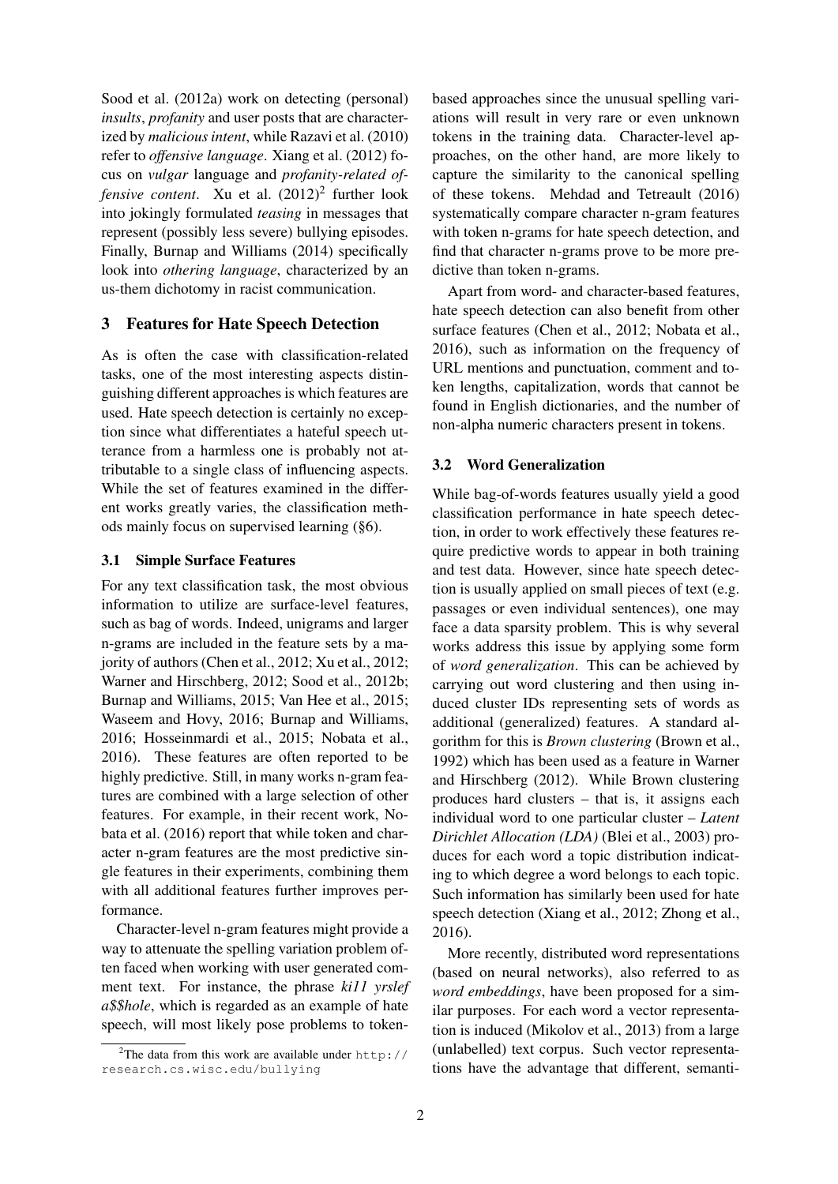Sood et al. (2012a) work on detecting (personal) *insults*, *profanity* and user posts that are characterized by *malicious intent*, while Razavi et al. (2010) refer to *offensive language*. Xiang et al. (2012) focus on *vulgar* language and *profanity-related offensive content*. Xu et al. (2012)[2] further look into jokingly formulated *teasing* in messages that represent (possibly less severe) bullying episodes. Finally, Burnap and Williams (2014) specifically look into *othering language*, characterized by an us-them dichotomy in racist communication.

## 3 Features for Hate Speech Detection

As is often the case with classification-related tasks, one of the most interesting aspects distinguishing different approaches is which features are used. Hate speech detection is certainly no exception since what differentiates a hateful speech utterance from a harmless one is probably not attributable to a single class of influencing aspects. While the set of features examined in the different works greatly varies, the classification methods mainly focus on supervised learning (§6).

### 3.1 Simple Surface Features

For any text classification task, the most obvious information to utilize are surface-level features, such as bag of words. Indeed, unigrams and larger n-grams are included in the feature sets by a majority of authors (Chen et al., 2012; Xu et al., 2012; Warner and Hirschberg, 2012; Sood et al., 2012b; Burnap and Williams, 2015; Van Hee et al., 2015; Waseem and Hovy, 2016; Burnap and Williams, 2016; Hosseinmardi et al., 2015; Nobata et al., 2016). These features are often reported to be highly predictive. Still, in many works n-gram features are combined with a large selection of other features. For example, in their recent work, Nobata et al. (2016) report that while token and character n-gram features are the most predictive single features in their experiments, combining them with all additional features further improves performance.

Character-level n-gram features might provide a way to attenuate the spelling variation problem often faced when working with user generated comment text. For instance, the phrase *ki11 yrslef a$$hole*, which is regarded as an example of hate speech, will most likely pose problems to token-based approaches since the unusual spelling variations will result in very rare or even unknown tokens in the training data. Character-level approaches, on the other hand, are more likely to capture the similarity to the canonical spelling of these tokens. Mehdad and Tetreault (2016) systematically compare character n-gram features with token n-grams for hate speech detection, and find that character n-grams prove to be more predictive than token n-grams.

Apart from word- and character-based features, hate speech detection can also benefit from other surface features (Chen et al., 2012; Nobata et al., 2016), such as information on the frequency of URL mentions and punctuation, comment and token lengths, capitalization, words that cannot be found in English dictionaries, and the number of non-alpha numeric characters present in tokens.

### 3.2 Word Generalization

While bag-of-words features usually yield a good classification performance in hate speech detection, in order to work effectively these features require predictive words to appear in both training and test data. However, since hate speech detection is usually applied on small pieces of text (e.g. passages or even individual sentences), one may face a data sparsity problem. This is why several works address this issue by applying some form of *word generalization*. This can be achieved by carrying out word clustering and then using induced cluster IDs representing sets of words as additional (generalized) features. A standard algorithm for this is *Brown clustering* (Brown et al., 1992) which has been used as a feature in Warner and Hirschberg (2012). While Brown clustering produces hard clusters – that is, it assigns each individual word to one particular cluster – *Latent Dirichlet Allocation (LDA)* (Blei et al., 2003) produces for each word a topic distribution indicating to which degree a word belongs to each topic. Such information has similarly been used for hate speech detection (Xiang et al., 2012; Zhong et al., 2016).

More recently, distributed word representations (based on neural networks), also referred to as *word embeddings*, have been proposed for a similar purposes. For each word a vector representation is induced (Mikolov et al., 2013) from a large (unlabelled) text corpus. Such vector representations have the advantage that different, semanti-

[2] The data from this work are available under http://research.cs.wisc.edu/bullying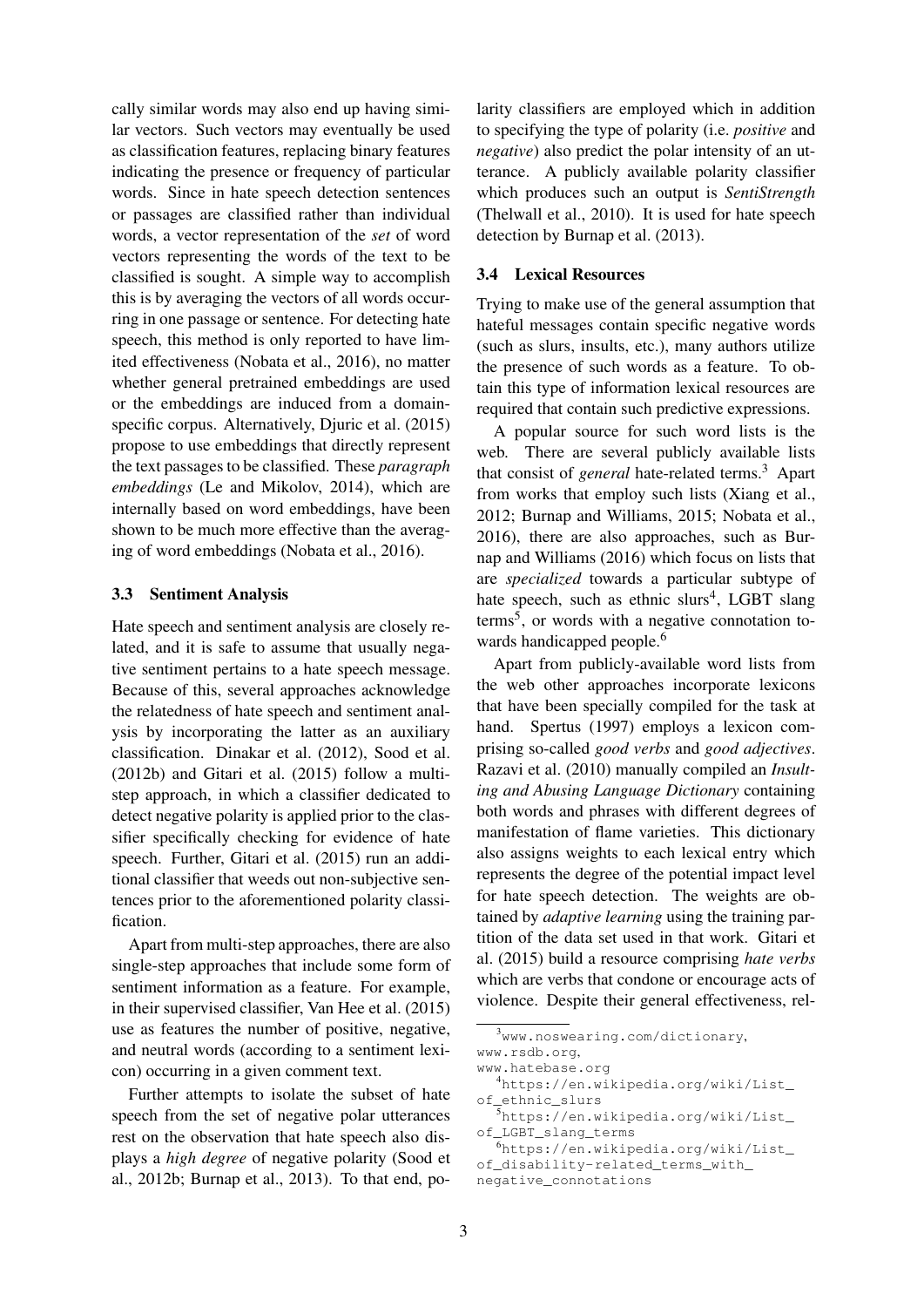cally similar words may also end up having similar vectors. Such vectors may eventually be used as classification features, replacing binary features indicating the presence or frequency of particular words. Since in hate speech detection sentences or passages are classified rather than individual words, a vector representation of the *set* of word vectors representing the words of the text to be classified is sought. A simple way to accomplish this is by averaging the vectors of all words occurring in one passage or sentence. For detecting hate speech, this method is only reported to have limited effectiveness (Nobata et al., 2016), no matter whether general pretrained embeddings are used or the embeddings are induced from a domain-specific corpus. Alternatively, Djuric et al. (2015) propose to use embeddings that directly represent the text passages to be classified. These *paragraph embeddings* (Le and Mikolov, 2014), which are internally based on word embeddings, have been shown to be much more effective than the averaging of word embeddings (Nobata et al., 2016).

### 3.3 Sentiment Analysis

Hate speech and sentiment analysis are closely related, and it is safe to assume that usually negative sentiment pertains to a hate speech message. Because of this, several approaches acknowledge the relatedness of hate speech and sentiment analysis by incorporating the latter as an auxiliary classification. Dinakar et al. (2012), Sood et al. (2012b) and Gitari et al. (2015) follow a multi-step approach, in which a classifier dedicated to detect negative polarity is applied prior to the classifier specifically checking for evidence of hate speech. Further, Gitari et al. (2015) run an additional classifier that weeds out non-subjective sentences prior to the aforementioned polarity classification.

Apart from multi-step approaches, there are also single-step approaches that include some form of sentiment information as a feature. For example, in their supervised classifier, Van Hee et al. (2015) use as features the number of positive, negative, and neutral words (according to a sentiment lexicon) occurring in a given comment text.

Further attempts to isolate the subset of hate speech from the set of negative polar utterances rest on the observation that hate speech also displays a *high degree* of negative polarity (Sood et al., 2012b; Burnap et al., 2013). To that end, polarity classifiers are employed which in addition to specifying the type of polarity (i.e. *positive* and *negative*) also predict the polar intensity of an utterance. A publicly available polarity classifier which produces such an output is *SentiStrength* (Thelwall et al., 2010). It is used for hate speech detection by Burnap et al. (2013).

### 3.4 Lexical Resources

Trying to make use of the general assumption that hateful messages contain specific negative words (such as slurs, insults, etc.), many authors utilize the presence of such words as a feature. To obtain this type of information lexical resources are required that contain such predictive expressions.

A popular source for such word lists is the web. There are several publicly available lists that consist of *general* hate-related terms.[3] Apart from works that employ such lists (Xiang et al., 2012; Burnap and Williams, 2015; Nobata et al., 2016), there are also approaches, such as Burnap and Williams (2016) which focus on lists that are *specialized* towards a particular subtype of hate speech, such as ethnic slurs[4], LGBT slang terms[5], or words with a negative connotation towards handicapped people.[6]

Apart from publicly-available word lists from the web other approaches incorporate lexicons that have been specially compiled for the task at hand. Spertus (1997) employs a lexicon comprising so-called *good verbs* and *good adjectives*. Razavi et al. (2010) manually compiled an *Insulting and Abusing Language Dictionary* containing both words and phrases with different degrees of manifestation of flame varieties. This dictionary also assigns weights to each lexical entry which represents the degree of the potential impact level for hate speech detection. The weights are obtained by *adaptive learning* using the training partition of the data set used in that work. Gitari et al. (2015) build a resource comprising *hate verbs* which are verbs that condone or encourage acts of violence. Despite their general effectiveness, rel-

[3] www.noswearing.com/dictionary, www.rsdb.org, www.hatebase.org

[4] https://en.wikipedia.org/wiki/List_of_ethnic_slurs

[5] https://en.wikipedia.org/wiki/List_of_LGBT_slang_terms

[6] https://en.wikipedia.org/wiki/List_of_disability-related_terms_with_negative_connotations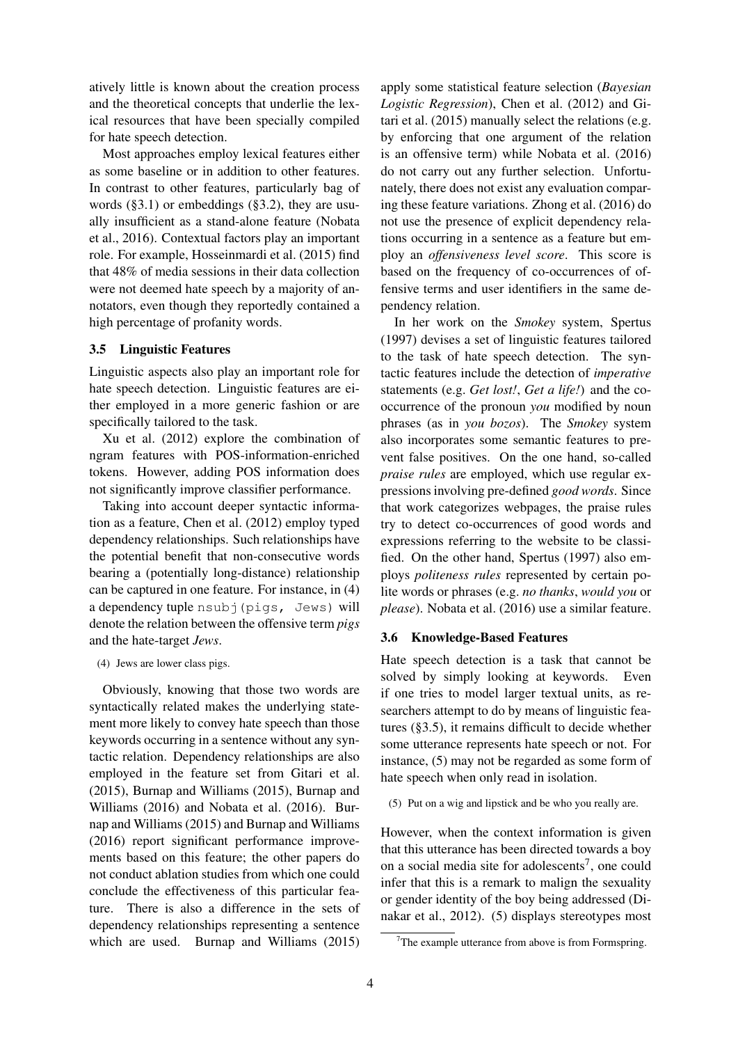atively little is known about the creation process and the theoretical concepts that underlie the lexical resources that have been specially compiled for hate speech detection.

Most approaches employ lexical features either as some baseline or in addition to other features. In contrast to other features, particularly bag of words (§3.1) or embeddings (§3.2), they are usually insufficient as a stand-alone feature (Nobata et al., 2016). Contextual factors play an important role. For example, Hosseinmardi et al. (2015) find that 48% of media sessions in their data collection were not deemed hate speech by a majority of annotators, even though they reportedly contained a high percentage of profanity words.

### 3.5 Linguistic Features

Linguistic aspects also play an important role for hate speech detection. Linguistic features are either employed in a more generic fashion or are specifically tailored to the task.

Xu et al. (2012) explore the combination of ngram features with POS-information-enriched tokens. However, adding POS information does not significantly improve classifier performance.

Taking into account deeper syntactic information as a feature, Chen et al. (2012) employ typed dependency relationships. Such relationships have the potential benefit that non-consecutive words bearing a (potentially long-distance) relationship can be captured in one feature. For instance, in (4) a dependency tuple `nsubj(pigs, Jews)` will denote the relation between the offensive term *pigs* and the hate-target *Jews*.

(4) Jews are lower class pigs.

Obviously, knowing that those two words are syntactically related makes the underlying statement more likely to convey hate speech than those keywords occurring in a sentence without any syntactic relation. Dependency relationships are also employed in the feature set from Gitari et al. (2015), Burnap and Williams (2015), Burnap and Williams (2016) and Nobata et al. (2016). Burnap and Williams (2015) and Burnap and Williams (2016) report significant performance improvements based on this feature; the other papers do not conduct ablation studies from which one could conclude the effectiveness of this particular feature. There is also a difference in the sets of dependency relationships representing a sentence which are used. Burnap and Williams (2015) apply some statistical feature selection (*Bayesian Logistic Regression*), Chen et al. (2012) and Gitari et al. (2015) manually select the relations (e.g. by enforcing that one argument of the relation is an offensive term) while Nobata et al. (2016) do not carry out any further selection. Unfortunately, there does not exist any evaluation comparing these feature variations. Zhong et al. (2016) do not use the presence of explicit dependency relations occurring in a sentence as a feature but employ an *offensiveness level score*. This score is based on the frequency of co-occurrences of offensive terms and user identifiers in the same dependency relation.

In her work on the *Smokey* system, Spertus (1997) devises a set of linguistic features tailored to the task of hate speech detection. The syntactic features include the detection of *imperative* statements (e.g. *Get lost!*, *Get a life!*) and the co-occurrence of the pronoun *you* modified by noun phrases (as in *you bozos*). The *Smokey* system also incorporates some semantic features to prevent false positives. On the one hand, so-called *praise rules* are employed, which use regular expressions involving pre-defined *good words*. Since that work categorizes webpages, the praise rules try to detect co-occurrences of good words and expressions referring to the website to be classified. On the other hand, Spertus (1997) also employs *politeness rules* represented by certain polite words or phrases (e.g. *no thanks*, *would you* or *please*). Nobata et al. (2016) use a similar feature.

### 3.6 Knowledge-Based Features

Hate speech detection is a task that cannot be solved by simply looking at keywords. Even if one tries to model larger textual units, as researchers attempt to do by means of linguistic features (§3.5), it remains difficult to decide whether some utterance represents hate speech or not. For instance, (5) may not be regarded as some form of hate speech when only read in isolation.

(5) Put on a wig and lipstick and be who you really are.

However, when the context information is given that this utterance has been directed towards a boy on a social media site for adolescents[7], one could infer that this is a remark to malign the sexuality or gender identity of the boy being addressed (Dinakar et al., 2012). (5) displays stereotypes most

[7] The example utterance from above is from Formspring.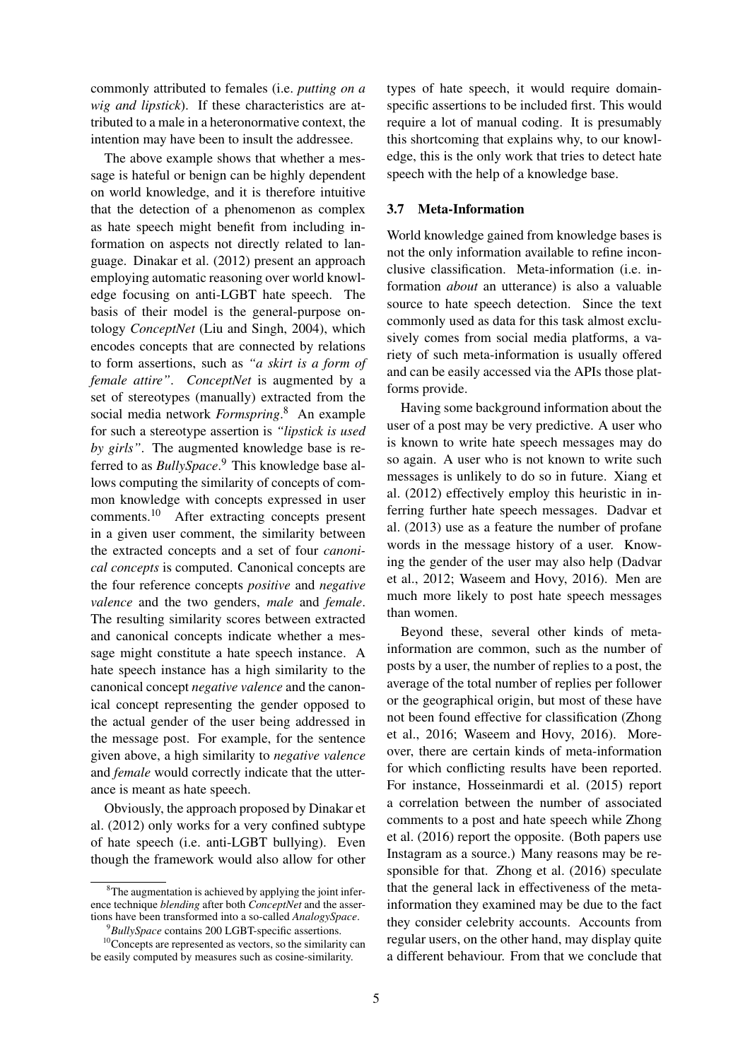commonly attributed to females (i.e. *putting on a wig and lipstick*). If these characteristics are attributed to a male in a heteronormative context, the intention may have been to insult the addressee.

The above example shows that whether a message is hateful or benign can be highly dependent on world knowledge, and it is therefore intuitive that the detection of a phenomenon as complex as hate speech might benefit from including information on aspects not directly related to language. Dinakar et al. (2012) present an approach employing automatic reasoning over world knowledge focusing on anti-LGBT hate speech. The basis of their model is the general-purpose ontology *ConceptNet* (Liu and Singh, 2004), which encodes concepts that are connected by relations to form assertions, such as *"a skirt is a form of female attire"*. *ConceptNet* is augmented by a set of stereotypes (manually) extracted from the social media network *Formspring*.[8] An example for such a stereotype assertion is *"lipstick is used by girls"*. The augmented knowledge base is referred to as *BullySpace*.[9] This knowledge base allows computing the similarity of concepts of common knowledge with concepts expressed in user comments.[10] After extracting concepts present in a given user comment, the similarity between the extracted concepts and a set of four *canonical concepts* is computed. Canonical concepts are the four reference concepts *positive* and *negative valence* and the two genders, *male* and *female*. The resulting similarity scores between extracted and canonical concepts indicate whether a message might constitute a hate speech instance. A hate speech instance has a high similarity to the canonical concept *negative valence* and the canonical concept representing the gender opposed to the actual gender of the user being addressed in the message post. For example, for the sentence given above, a high similarity to *negative valence* and *female* would correctly indicate that the utterance is meant as hate speech.

Obviously, the approach proposed by Dinakar et al. (2012) only works for a very confined subtype of hate speech (i.e. anti-LGBT bullying). Even though the framework would also allow for other types of hate speech, it would require domain-specific assertions to be included first. This would require a lot of manual coding. It is presumably this shortcoming that explains why, to our knowledge, this is the only work that tries to detect hate speech with the help of a knowledge base.

### 3.7 Meta-Information

World knowledge gained from knowledge bases is not the only information available to refine inconclusive classification. Meta-information (i.e. information *about* an utterance) is also a valuable source to hate speech detection. Since the text commonly used as data for this task almost exclusively comes from social media platforms, a variety of such meta-information is usually offered and can be easily accessed via the APIs those platforms provide.

Having some background information about the user of a post may be very predictive. A user who is known to write hate speech messages may do so again. A user who is not known to write such messages is unlikely to do so in future. Xiang et al. (2012) effectively employ this heuristic in inferring further hate speech messages. Dadvar et al. (2013) use as a feature the number of profane words in the message history of a user. Knowing the gender of the user may also help (Dadvar et al., 2012; Waseem and Hovy, 2016). Men are much more likely to post hate speech messages than women.

Beyond these, several other kinds of meta-information are common, such as the number of posts by a user, the number of replies to a post, the average of the total number of replies per follower or the geographical origin, but most of these have not been found effective for classification (Zhong et al., 2016; Waseem and Hovy, 2016). Moreover, there are certain kinds of meta-information for which conflicting results have been reported. For instance, Hosseinmardi et al. (2015) report a correlation between the number of associated comments to a post and hate speech while Zhong et al. (2016) report the opposite. (Both papers use Instagram as a source.) Many reasons may be responsible for that. Zhong et al. (2016) speculate that the general lack in effectiveness of the meta-information they examined may be due to the fact they consider celebrity accounts. Accounts from regular users, on the other hand, may display quite a different behaviour. From that we conclude that

---

[8] The augmentation is achieved by applying the joint inference technique *blending* after both *ConceptNet* and the assertions have been transformed into a so-called *AnalogySpace*.

[9] *BullySpace* contains 200 LGBT-specific assertions.

[10] Concepts are represented as vectors, so the similarity can be easily computed by measures such as cosine-similarity.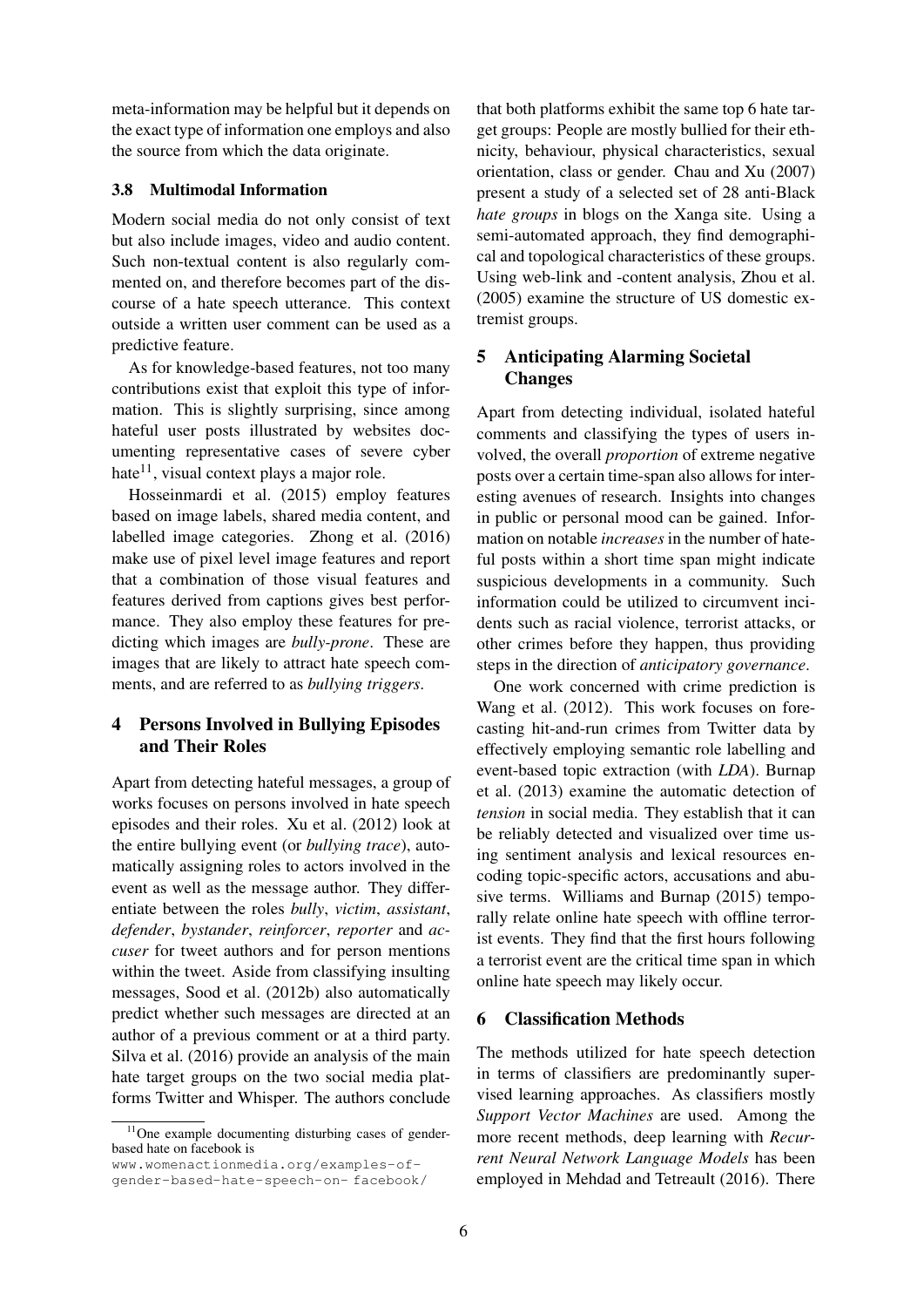meta-information may be helpful but it depends on the exact type of information one employs and also the source from which the data originate.

### 3.8 Multimodal Information

Modern social media do not only consist of text but also include images, video and audio content. Such non-textual content is also regularly commented on, and therefore becomes part of the discourse of a hate speech utterance. This context outside a written user comment can be used as a predictive feature.

As for knowledge-based features, not too many contributions exist that exploit this type of information. This is slightly surprising, since among hateful user posts illustrated by websites documenting representative cases of severe cyber hate[11], visual context plays a major role.

Hosseinmardi et al. (2015) employ features based on image labels, shared media content, and labelled image categories. Zhong et al. (2016) make use of pixel level image features and report that a combination of those visual features and features derived from captions gives best performance. They also employ these features for predicting which images are *bully-prone*. These are images that are likely to attract hate speech comments, and are referred to as *bullying triggers*.

## 4 Persons Involved in Bullying Episodes and Their Roles

Apart from detecting hateful messages, a group of works focuses on persons involved in hate speech episodes and their roles. Xu et al. (2012) look at the entire bullying event (or *bullying trace*), automatically assigning roles to actors involved in the event as well as the message author. They differentiate between the roles *bully*, *victim*, *assistant*, *defender*, *bystander*, *reinforcer*, *reporter* and *accuser* for tweet authors and for person mentions within the tweet. Aside from classifying insulting messages, Sood et al. (2012b) also automatically predict whether such messages are directed at an author of a previous comment or at a third party. Silva et al. (2016) provide an analysis of the main hate target groups on the two social media platforms Twitter and Whisper. The authors conclude that both platforms exhibit the same top 6 hate target groups: People are mostly bullied for their ethnicity, behaviour, physical characteristics, sexual orientation, class or gender. Chau and Xu (2007) present a study of a selected set of 28 anti-Black *hate groups* in blogs on the Xanga site. Using a semi-automated approach, they find demographical and topological characteristics of these groups. Using web-link and -content analysis, Zhou et al. (2005) examine the structure of US domestic extremist groups.

## 5 Anticipating Alarming Societal Changes

Apart from detecting individual, isolated hateful comments and classifying the types of users involved, the overall *proportion* of extreme negative posts over a certain time-span also allows for interesting avenues of research. Insights into changes in public or personal mood can be gained. Information on notable *increases* in the number of hateful posts within a short time span might indicate suspicious developments in a community. Such information could be utilized to circumvent incidents such as racial violence, terrorist attacks, or other crimes before they happen, thus providing steps in the direction of *anticipatory governance*.

One work concerned with crime prediction is Wang et al. (2012). This work focuses on forecasting hit-and-run crimes from Twitter data by effectively employing semantic role labelling and event-based topic extraction (with *LDA*). Burnap et al. (2013) examine the automatic detection of *tension* in social media. They establish that it can be reliably detected and visualized over time using sentiment analysis and lexical resources encoding topic-specific actors, accusations and abusive terms. Williams and Burnap (2015) temporally relate online hate speech with offline terrorist events. They find that the first hours following a terrorist event are the critical time span in which online hate speech may likely occur.

## 6 Classification Methods

The methods utilized for hate speech detection in terms of classifiers are predominantly supervised learning approaches. As classifiers mostly *Support Vector Machines* are used. Among the more recent methods, deep learning with *Recurrent Neural Network Language Models* has been employed in Mehdad and Tetreault (2016). There

[11] One example documenting disturbing cases of gender-based hate on facebook is
`www.womenactionmedia.org/examples-of-gender-based-hate-speech-on-facebook/`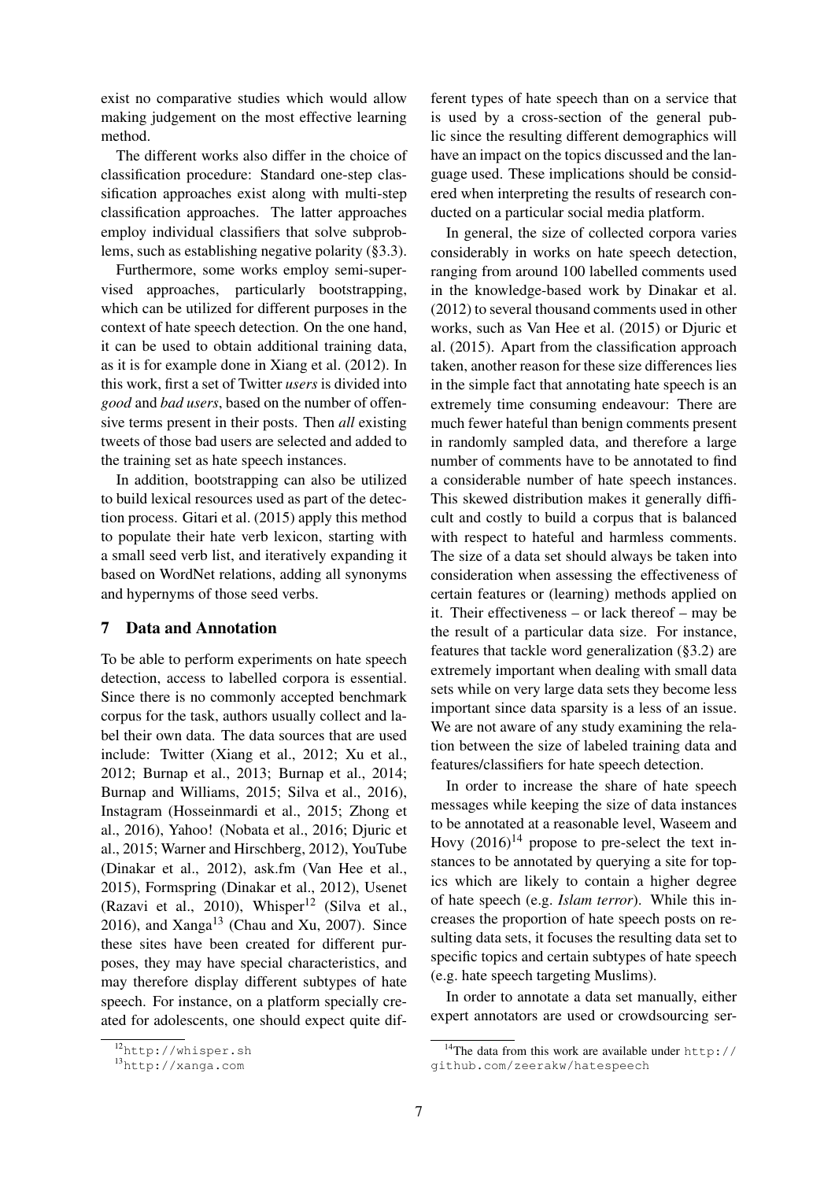exist no comparative studies which would allow making judgement on the most effective learning method.

The different works also differ in the choice of classification procedure: Standard one-step classification approaches exist along with multi-step classification approaches. The latter approaches employ individual classifiers that solve subproblems, such as establishing negative polarity (§3.3).

Furthermore, some works employ semi-supervised approaches, particularly bootstrapping, which can be utilized for different purposes in the context of hate speech detection. On the one hand, it can be used to obtain additional training data, as it is for example done in Xiang et al. (2012). In this work, first a set of Twitter *users* is divided into *good* and *bad users*, based on the number of offensive terms present in their posts. Then *all* existing tweets of those bad users are selected and added to the training set as hate speech instances.

In addition, bootstrapping can also be utilized to build lexical resources used as part of the detection process. Gitari et al. (2015) apply this method to populate their hate verb lexicon, starting with a small seed verb list, and iteratively expanding it based on WordNet relations, adding all synonyms and hypernyms of those seed verbs.

## 7 Data and Annotation

To be able to perform experiments on hate speech detection, access to labelled corpora is essential. Since there is no commonly accepted benchmark corpus for the task, authors usually collect and label their own data. The data sources that are used include: Twitter (Xiang et al., 2012; Xu et al., 2012; Burnap et al., 2013; Burnap et al., 2014; Burnap and Williams, 2015; Silva et al., 2016), Instagram (Hosseinmardi et al., 2015; Zhong et al., 2016), Yahoo! (Nobata et al., 2016; Djuric et al., 2015; Warner and Hirschberg, 2012), YouTube (Dinakar et al., 2012), ask.fm (Van Hee et al., 2015), Formspring (Dinakar et al., 2012), Usenet (Razavi et al., 2010), Whisper[12] (Silva et al., 2016), and Xanga[13] (Chau and Xu, 2007). Since these sites have been created for different purposes, they may have special characteristics, and may therefore display different subtypes of hate speech. For instance, on a platform specially created for adolescents, one should expect quite different types of hate speech than on a service that is used by a cross-section of the general public since the resulting different demographics will have an impact on the topics discussed and the language used. These implications should be considered when interpreting the results of research conducted on a particular social media platform.

In general, the size of collected corpora varies considerably in works on hate speech detection, ranging from around 100 labelled comments used in the knowledge-based work by Dinakar et al. (2012) to several thousand comments used in other works, such as Van Hee et al. (2015) or Djuric et al. (2015). Apart from the classification approach taken, another reason for these size differences lies in the simple fact that annotating hate speech is an extremely time consuming endeavour: There are much fewer hateful than benign comments present in randomly sampled data, and therefore a large number of comments have to be annotated to find a considerable number of hate speech instances. This skewed distribution makes it generally difficult and costly to build a corpus that is balanced with respect to hateful and harmless comments. The size of a data set should always be taken into consideration when assessing the effectiveness of certain features or (learning) methods applied on it. Their effectiveness – or lack thereof – may be the result of a particular data size. For instance, features that tackle word generalization (§3.2) are extremely important when dealing with small data sets while on very large data sets they become less important since data sparsity is a less of an issue. We are not aware of any study examining the relation between the size of labeled training data and features/classifiers for hate speech detection.

In order to increase the share of hate speech messages while keeping the size of data instances to be annotated at a reasonable level, Waseem and Hovy (2016)[14] propose to pre-select the text instances to be annotated by querying a site for topics which are likely to contain a higher degree of hate speech (e.g. *Islam terror*). While this increases the proportion of hate speech posts on resulting data sets, it focuses the resulting data set to specific topics and certain subtypes of hate speech (e.g. hate speech targeting Muslims).

In order to annotate a data set manually, either expert annotators are used or crowdsourcing ser-

[12] http://whisper.sh

[13] http://xanga.com

[14] The data from this work are available under http://github.com/zeerakw/hatespeech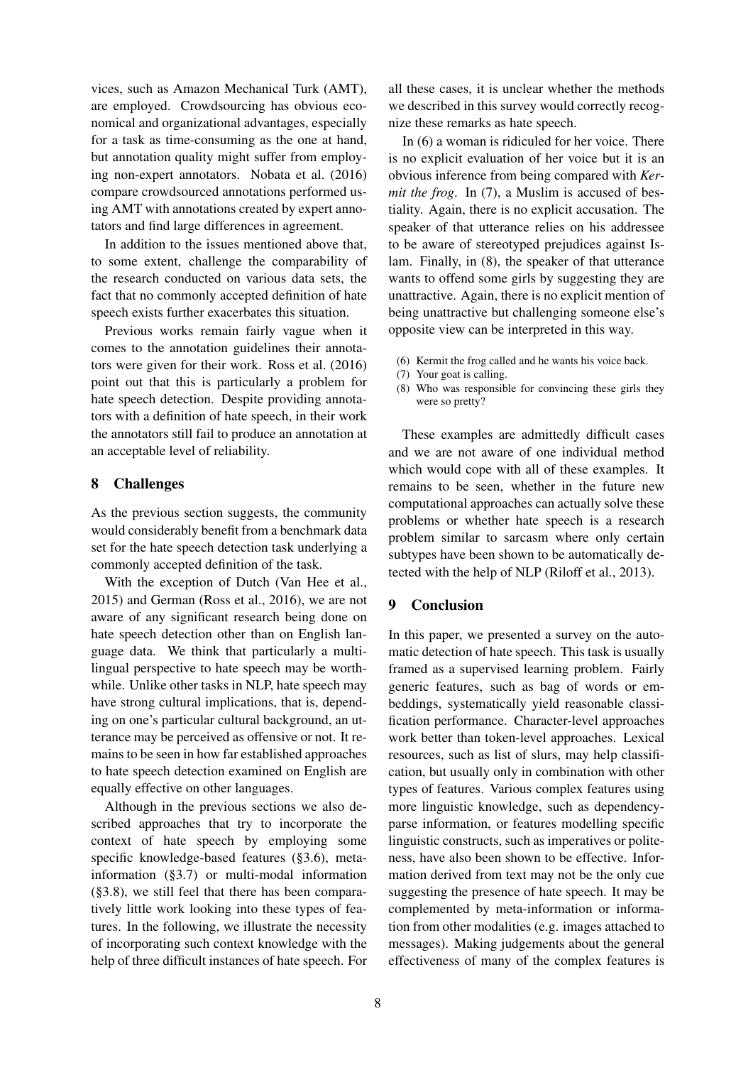vices, such as Amazon Mechanical Turk (AMT), are employed. Crowdsourcing has obvious economical and organizational advantages, especially for a task as time-consuming as the one at hand, but annotation quality might suffer from employing non-expert annotators. Nobata et al. (2016) compare crowdsourced annotations performed using AMT with annotations created by expert annotators and find large differences in agreement.

In addition to the issues mentioned above that, to some extent, challenge the comparability of the research conducted on various data sets, the fact that no commonly accepted definition of hate speech exists further exacerbates this situation.

Previous works remain fairly vague when it comes to the annotation guidelines their annotators were given for their work. Ross et al. (2016) point out that this is particularly a problem for hate speech detection. Despite providing annotators with a definition of hate speech, in their work the annotators still fail to produce an annotation at an acceptable level of reliability.

## 8 Challenges

As the previous section suggests, the community would considerably benefit from a benchmark data set for the hate speech detection task underlying a commonly accepted definition of the task.

With the exception of Dutch (Van Hee et al., 2015) and German (Ross et al., 2016), we are not aware of any significant research being done on hate speech detection other than on English language data. We think that particularly a multilingual perspective to hate speech may be worthwhile. Unlike other tasks in NLP, hate speech may have strong cultural implications, that is, depending on one's particular cultural background, an utterance may be perceived as offensive or not. It remains to be seen in how far established approaches to hate speech detection examined on English are equally effective on other languages.

Although in the previous sections we also described approaches that try to incorporate the context of hate speech by employing some specific knowledge-based features (§3.6), meta-information (§3.7) or multi-modal information (§3.8), we still feel that there has been comparatively little work looking into these types of features. In the following, we illustrate the necessity of incorporating such context knowledge with the help of three difficult instances of hate speech. For all these cases, it is unclear whether the methods we described in this survey would correctly recognize these remarks as hate speech.

In (6) a woman is ridiculed for her voice. There is no explicit evaluation of her voice but it is an obvious inference from being compared with *Kermit the frog*. In (7), a Muslim is accused of bestiality. Again, there is no explicit accusation. The speaker of that utterance relies on his addressee to be aware of stereotyped prejudices against Islam. Finally, in (8), the speaker of that utterance wants to offend some girls by suggesting they are unattractive. Again, there is no explicit mention of being unattractive but challenging someone else's opposite view can be interpreted in this way.

(6) Kermit the frog called and he wants his voice back.
(7) Your goat is calling.
(8) Who was responsible for convincing these girls they were so pretty?

These examples are admittedly difficult cases and we are not aware of one individual method which would cope with all of these examples. It remains to be seen, whether in the future new computational approaches can actually solve these problems or whether hate speech is a research problem similar to sarcasm where only certain subtypes have been shown to be automatically detected with the help of NLP (Riloff et al., 2013).

## 9 Conclusion

In this paper, we presented a survey on the automatic detection of hate speech. This task is usually framed as a supervised learning problem. Fairly generic features, such as bag of words or embeddings, systematically yield reasonable classification performance. Character-level approaches work better than token-level approaches. Lexical resources, such as list of slurs, may help classification, but usually only in combination with other types of features. Various complex features using more linguistic knowledge, such as dependency-parse information, or features modelling specific linguistic constructs, such as imperatives or politeness, have also been shown to be effective. Information derived from text may not be the only cue suggesting the presence of hate speech. It may be complemented by meta-information or information from other modalities (e.g. images attached to messages). Making judgements about the general effectiveness of many of the complex features is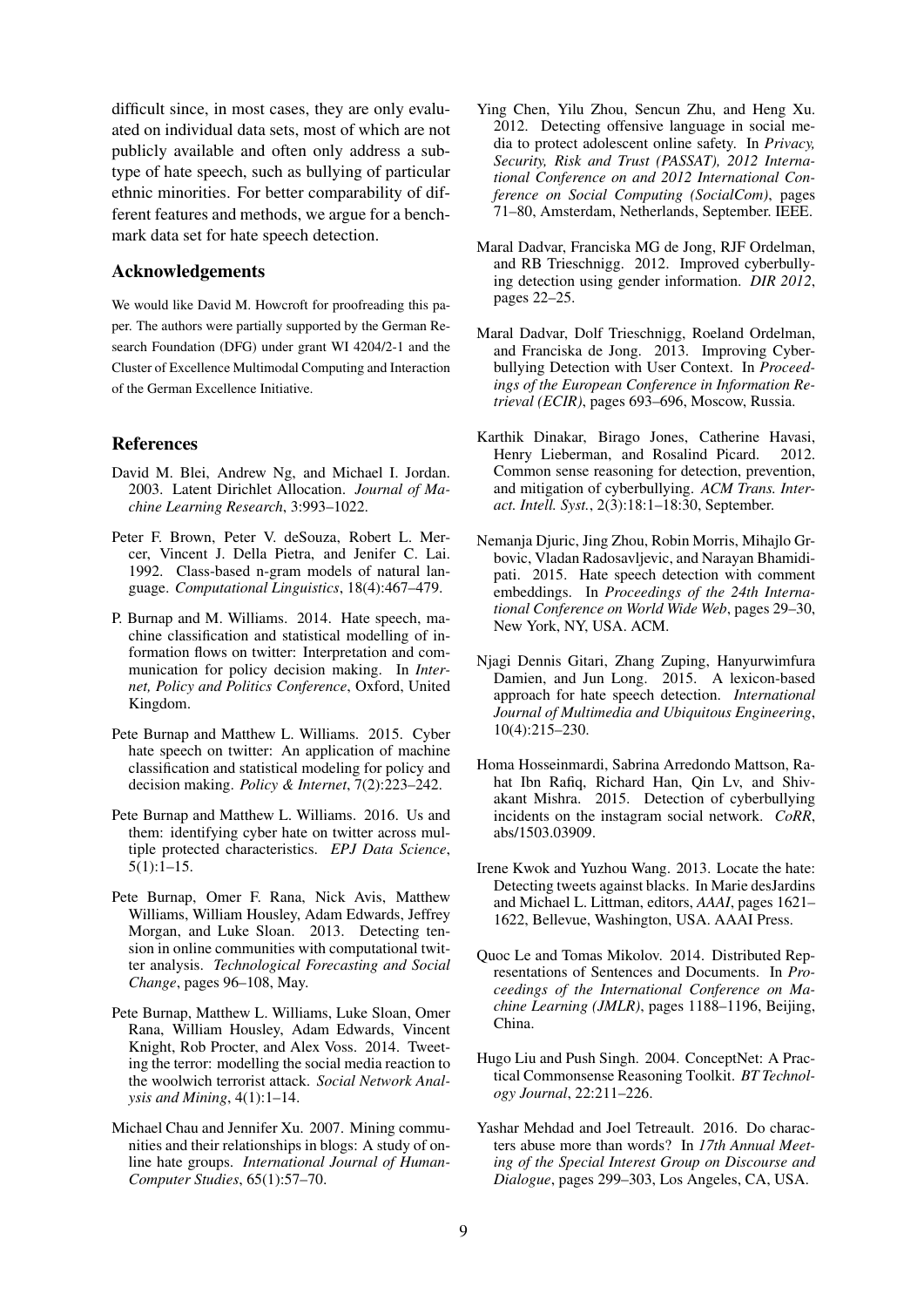difficult since, in most cases, they are only evaluated on individual data sets, most of which are not publicly available and often only address a subtype of hate speech, such as bullying of particular ethnic minorities. For better comparability of different features and methods, we argue for a benchmark data set for hate speech detection.

## Acknowledgements

We would like David M. Howcroft for proofreading this paper. The authors were partially supported by the German Research Foundation (DFG) under grant WI 4204/2-1 and the Cluster of Excellence Multimodal Computing and Interaction of the German Excellence Initiative.

## References

David M. Blei, Andrew Ng, and Michael I. Jordan. 2003. Latent Dirichlet Allocation. *Journal of Machine Learning Research*, 3:993–1022.

Peter F. Brown, Peter V. deSouza, Robert L. Mercer, Vincent J. Della Pietra, and Jenifer C. Lai. 1992. Class-based n-gram models of natural language. *Computational Linguistics*, 18(4):467–479.

P. Burnap and M. Williams. 2014. Hate speech, machine classification and statistical modelling of information flows on twitter: Interpretation and communication for policy decision making. In *Internet, Policy and Politics Conference*, Oxford, United Kingdom.

Pete Burnap and Matthew L. Williams. 2015. Cyber hate speech on twitter: An application of machine classification and statistical modeling for policy and decision making. *Policy & Internet*, 7(2):223–242.

Pete Burnap and Matthew L. Williams. 2016. Us and them: identifying cyber hate on twitter across multiple protected characteristics. *EPJ Data Science*, 5(1):1–15.

Pete Burnap, Omer F. Rana, Nick Avis, Matthew Williams, William Housley, Adam Edwards, Jeffrey Morgan, and Luke Sloan. 2013. Detecting tension in online communities with computational twitter analysis. *Technological Forecasting and Social Change*, pages 96–108, May.

Pete Burnap, Matthew L. Williams, Luke Sloan, Omer Rana, William Housley, Adam Edwards, Vincent Knight, Rob Procter, and Alex Voss. 2014. Tweeting the terror: modelling the social media reaction to the woolwich terrorist attack. *Social Network Analysis and Mining*, 4(1):1–14.

Michael Chau and Jennifer Xu. 2007. Mining communities and their relationships in blogs: A study of online hate groups. *International Journal of Human-Computer Studies*, 65(1):57–70.

Ying Chen, Yilu Zhou, Sencun Zhu, and Heng Xu. 2012. Detecting offensive language in social media to protect adolescent online safety. In *Privacy, Security, Risk and Trust (PASSAT), 2012 International Conference on and 2012 International Conference on Social Computing (SocialCom)*, pages 71–80, Amsterdam, Netherlands, September. IEEE.

Maral Dadvar, Franciska MG de Jong, RJF Ordelman, and RB Trieschnigg. 2012. Improved cyberbullying detection using gender information. *DIR 2012*, pages 22–25.

Maral Dadvar, Dolf Trieschnigg, Roeland Ordelman, and Franciska de Jong. 2013. Improving Cyberbullying Detection with User Context. In *Proceedings of the European Conference in Information Retrieval (ECIR)*, pages 693–696, Moscow, Russia.

Karthik Dinakar, Birago Jones, Catherine Havasi, Henry Lieberman, and Rosalind Picard. 2012. Common sense reasoning for detection, prevention, and mitigation of cyberbullying. *ACM Trans. Interact. Intell. Syst.*, 2(3):18:1–18:30, September.

Nemanja Djuric, Jing Zhou, Robin Morris, Mihajlo Grbovic, Vladan Radosavljevic, and Narayan Bhamidipati. 2015. Hate speech detection with comment embeddings. In *Proceedings of the 24th International Conference on World Wide Web*, pages 29–30, New York, NY, USA. ACM.

Njagi Dennis Gitari, Zhang Zuping, Hanyurwimfura Damien, and Jun Long. 2015. A lexicon-based approach for hate speech detection. *International Journal of Multimedia and Ubiquitous Engineering*, 10(4):215–230.

Homa Hosseinmardi, Sabrina Arredondo Mattson, Rahat Ibn Rafiq, Richard Han, Qin Lv, and Shivakant Mishra. 2015. Detection of cyberbullying incidents on the instagram social network. *CoRR*, abs/1503.03909.

Irene Kwok and Yuzhou Wang. 2013. Locate the hate: Detecting tweets against blacks. In Marie desJardins and Michael L. Littman, editors, *AAAI*, pages 1621–1622, Bellevue, Washington, USA. AAAI Press.

Quoc Le and Tomas Mikolov. 2014. Distributed Representations of Sentences and Documents. In *Proceedings of the International Conference on Machine Learning (JMLR)*, pages 1188–1196, Beijing, China.

Hugo Liu and Push Singh. 2004. ConceptNet: A Practical Commonsense Reasoning Toolkit. *BT Technology Journal*, 22:211–226.

Yashar Mehdad and Joel Tetreault. 2016. Do characters abuse more than words? In *17th Annual Meeting of the Special Interest Group on Discourse and Dialogue*, pages 299–303, Los Angeles, CA, USA.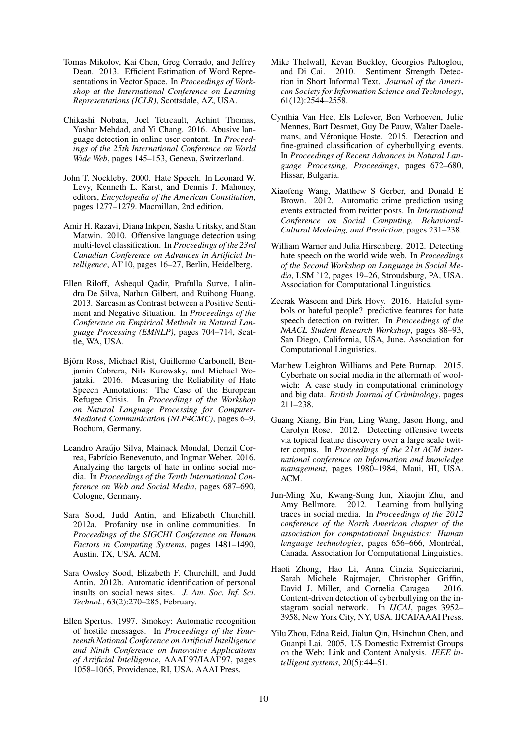Tomas Mikolov, Kai Chen, Greg Corrado, and Jeffrey Dean. 2013. Efficient Estimation of Word Representations in Vector Space. In *Proceedings of Workshop at the International Conference on Learning Representations (ICLR)*, Scottsdale, AZ, USA.

Chikashi Nobata, Joel Tetreault, Achint Thomas, Yashar Mehdad, and Yi Chang. 2016. Abusive language detection in online user content. In *Proceedings of the 25th International Conference on World Wide Web*, pages 145–153, Geneva, Switzerland.

John T. Nockleby. 2000. Hate Speech. In Leonard W. Levy, Kenneth L. Karst, and Dennis J. Mahoney, editors, *Encyclopedia of the American Constitution*, pages 1277–1279. Macmillan, 2nd edition.

Amir H. Razavi, Diana Inkpen, Sasha Uritsky, and Stan Matwin. 2010. Offensive language detection using multi-level classification. In *Proceedings of the 23rd Canadian Conference on Advances in Artificial Intelligence*, AI'10, pages 16–27, Berlin, Heidelberg.

Ellen Riloff, Ashequl Qadir, Prafulla Surve, Lalindra De Silva, Nathan Gilbert, and Ruihong Huang. 2013. Sarcasm as Contrast between a Positive Sentiment and Negative Situation. In *Proceedings of the Conference on Empirical Methods in Natural Language Processing (EMNLP)*, pages 704–714, Seattle, WA, USA.

Björn Ross, Michael Rist, Guillermo Carbonell, Benjamin Cabrera, Nils Kurowsky, and Michael Wojatzki. 2016. Measuring the Reliability of Hate Speech Annotations: The Case of the European Refugee Crisis. In *Proceedings of the Workshop on Natural Language Processing for Computer-Mediated Communication (NLP4CMC)*, pages 6–9, Bochum, Germany.

Leandro Araújo Silva, Mainack Mondal, Denzil Correa, Fabrício Benevenuto, and Ingmar Weber. 2016. Analyzing the targets of hate in online social media. In *Proceedings of the Tenth International Conference on Web and Social Media*, pages 687–690, Cologne, Germany.

Sara Sood, Judd Antin, and Elizabeth Churchill. 2012a. Profanity use in online communities. In *Proceedings of the SIGCHI Conference on Human Factors in Computing Systems*, pages 1481–1490, Austin, TX, USA. ACM.

Sara Owsley Sood, Elizabeth F. Churchill, and Judd Antin. 2012b. Automatic identification of personal insults on social news sites. *J. Am. Soc. Inf. Sci. Technol.*, 63(2):270–285, February.

Ellen Spertus. 1997. Smokey: Automatic recognition of hostile messages. In *Proceedings of the Fourteenth National Conference on Artificial Intelligence and Ninth Conference on Innovative Applications of Artificial Intelligence*, AAAI'97/IAAI'97, pages 1058–1065, Providence, RI, USA. AAAI Press.

Mike Thelwall, Kevan Buckley, Georgios Paltoglou, and Di Cai. 2010. Sentiment Strength Detection in Short Informal Text. *Journal of the American Society for Information Science and Technology*, 61(12):2544–2558.

Cynthia Van Hee, Els Lefever, Ben Verhoeven, Julie Mennes, Bart Desmet, Guy De Pauw, Walter Daelemans, and Véronique Hoste. 2015. Detection and fine-grained classification of cyberbullying events. In *Proceedings of Recent Advances in Natural Language Processing, Proceedings*, pages 672–680, Hissar, Bulgaria.

Xiaofeng Wang, Matthew S Gerber, and Donald E Brown. 2012. Automatic crime prediction using events extracted from twitter posts. In *International Conference on Social Computing, Behavioral-Cultural Modeling, and Prediction*, pages 231–238.

William Warner and Julia Hirschberg. 2012. Detecting hate speech on the world wide web. In *Proceedings of the Second Workshop on Language in Social Media*, LSM '12, pages 19–26, Stroudsburg, PA, USA. Association for Computational Linguistics.

Zeerak Waseem and Dirk Hovy. 2016. Hateful symbols or hateful people? predictive features for hate speech detection on twitter. In *Proceedings of the NAACL Student Research Workshop*, pages 88–93, San Diego, California, USA, June. Association for Computational Linguistics.

Matthew Leighton Williams and Pete Burnap. 2015. Cyberhate on social media in the aftermath of woolwich: A case study in computational criminology and big data. *British Journal of Criminology*, pages 211–238.

Guang Xiang, Bin Fan, Ling Wang, Jason Hong, and Carolyn Rose. 2012. Detecting offensive tweets via topical feature discovery over a large scale twitter corpus. In *Proceedings of the 21st ACM international conference on Information and knowledge management*, pages 1980–1984, Maui, HI, USA. ACM.

Jun-Ming Xu, Kwang-Sung Jun, Xiaojin Zhu, and Amy Bellmore. 2012. Learning from bullying traces in social media. In *Proceedings of the 2012 conference of the North American chapter of the association for computational linguistics: Human language technologies*, pages 656–666, Montréal, Canada. Association for Computational Linguistics.

Haoti Zhong, Hao Li, Anna Cinzia Squicciarini, Sarah Michele Rajtmajer, Christopher Griffin, David J. Miller, and Cornelia Caragea. 2016. Content-driven detection of cyberbullying on the instagram social network. In *IJCAI*, pages 3952–3958, New York City, NY, USA. IJCAI/AAAI Press.

Yilu Zhou, Edna Reid, Jialun Qin, Hsinchun Chen, and Guanpi Lai. 2005. US Domestic Extremist Groups on the Web: Link and Content Analysis. *IEEE intelligent systems*, 20(5):44–51.